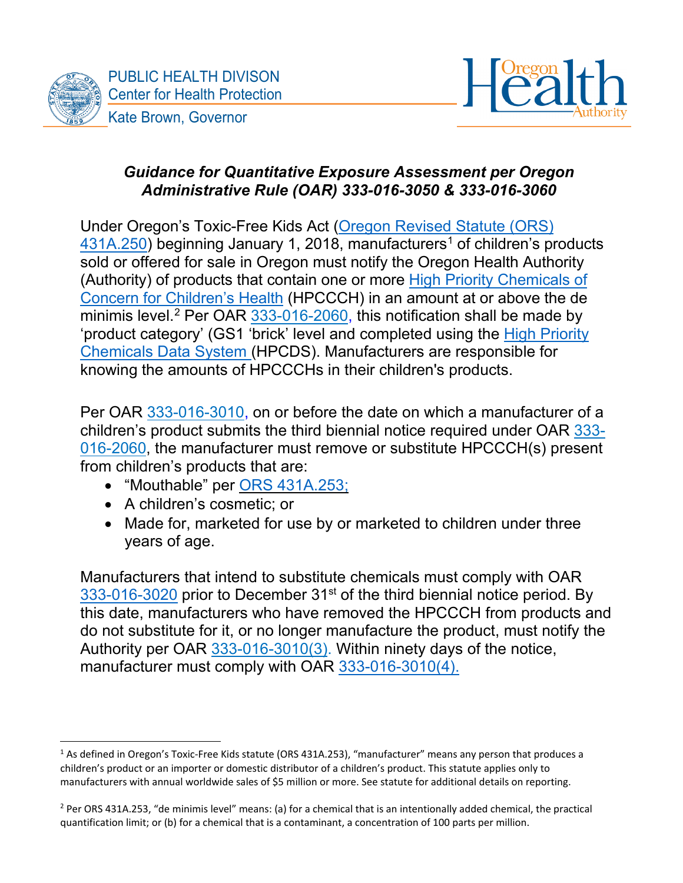PUBLIC HEALTH DIVISON
Center for Health Protection
Kate Brown, Governor

Oregon Health Authority

## *Guidance for Quantitative Exposure Assessment per Oregon Administrative Rule (OAR) 333-016-3050 & 333-016-3060*

Under Oregon's Toxic-Free Kids Act (Oregon Revised Statute (ORS) 431A.250) beginning January 1, 2018, manufacturers[1] of children's products sold or offered for sale in Oregon must notify the Oregon Health Authority (Authority) of products that contain one or more High Priority Chemicals of Concern for Children's Health (HPCCCH) in an amount at or above the de minimis level.[2] Per OAR 333-016-2060, this notification shall be made by 'product category' (GS1 'brick' level and completed using the High Priority Chemicals Data System (HPCDS). Manufacturers are responsible for knowing the amounts of HPCCCHs in their children's products.

Per OAR 333-016-3010, on or before the date on which a manufacturer of a children's product submits the third biennial notice required under OAR 333-016-2060, the manufacturer must remove or substitute HPCCCH(s) present from children's products that are:

- "Mouthable" per ORS 431A.253;
- A children's cosmetic; or
- Made for, marketed for use by or marketed to children under three years of age.

Manufacturers that intend to substitute chemicals must comply with OAR 333-016-3020 prior to December 31st of the third biennial notice period. By this date, manufacturers who have removed the HPCCCH from products and do not substitute for it, or no longer manufacture the product, must notify the Authority per OAR 333-016-3010(3). Within ninety days of the notice, manufacturer must comply with OAR 333-016-3010(4).

---

[1] As defined in Oregon's Toxic-Free Kids statute (ORS 431A.253), "manufacturer" means any person that produces a children's product or an importer or domestic distributor of a children's product. This statute applies only to manufacturers with annual worldwide sales of $5 million or more. See statute for additional details on reporting.

[2] Per ORS 431A.253, "de minimis level" means: (a) for a chemical that is an intentionally added chemical, the practical quantification limit; or (b) for a chemical that is a contaminant, a concentration of 100 parts per million.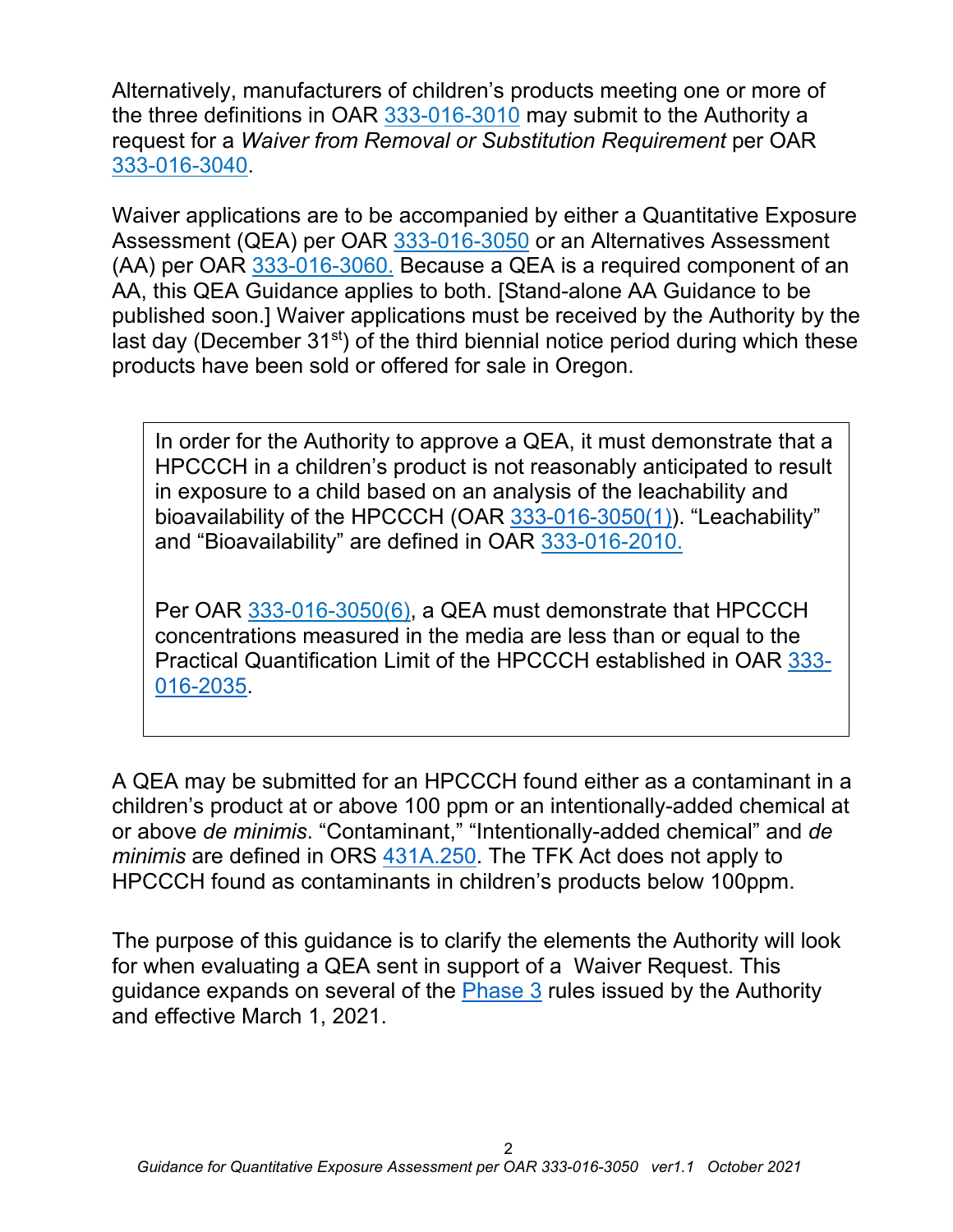Alternatively, manufacturers of children's products meeting one or more of the three definitions in OAR 333-016-3010 may submit to the Authority a request for a *Waiver from Removal or Substitution Requirement* per OAR 333-016-3040.

Waiver applications are to be accompanied by either a Quantitative Exposure Assessment (QEA) per OAR 333-016-3050 or an Alternatives Assessment (AA) per OAR 333-016-3060. Because a QEA is a required component of an AA, this QEA Guidance applies to both. [Stand-alone AA Guidance to be published soon.] Waiver applications must be received by the Authority by the last day (December 31st) of the third biennial notice period during which these products have been sold or offered for sale in Oregon.

> In order for the Authority to approve a QEA, it must demonstrate that a HPCCCH in a children's product is not reasonably anticipated to result in exposure to a child based on an analysis of the leachability and bioavailability of the HPCCCH (OAR 333-016-3050(1)). "Leachability" and "Bioavailability" are defined in OAR 333-016-2010.
>
> Per OAR 333-016-3050(6), a QEA must demonstrate that HPCCCH concentrations measured in the media are less than or equal to the Practical Quantification Limit of the HPCCCH established in OAR 333-016-2035.

A QEA may be submitted for an HPCCCH found either as a contaminant in a children's product at or above 100 ppm or an intentionally-added chemical at or above *de minimis*. "Contaminant," "Intentionally-added chemical" and *de minimis* are defined in ORS 431A.250. The TFK Act does not apply to HPCCCH found as contaminants in children's products below 100ppm.

The purpose of this guidance is to clarify the elements the Authority will look for when evaluating a QEA sent in support of a Waiver Request. This guidance expands on several of the Phase 3 rules issued by the Authority and effective March 1, 2021.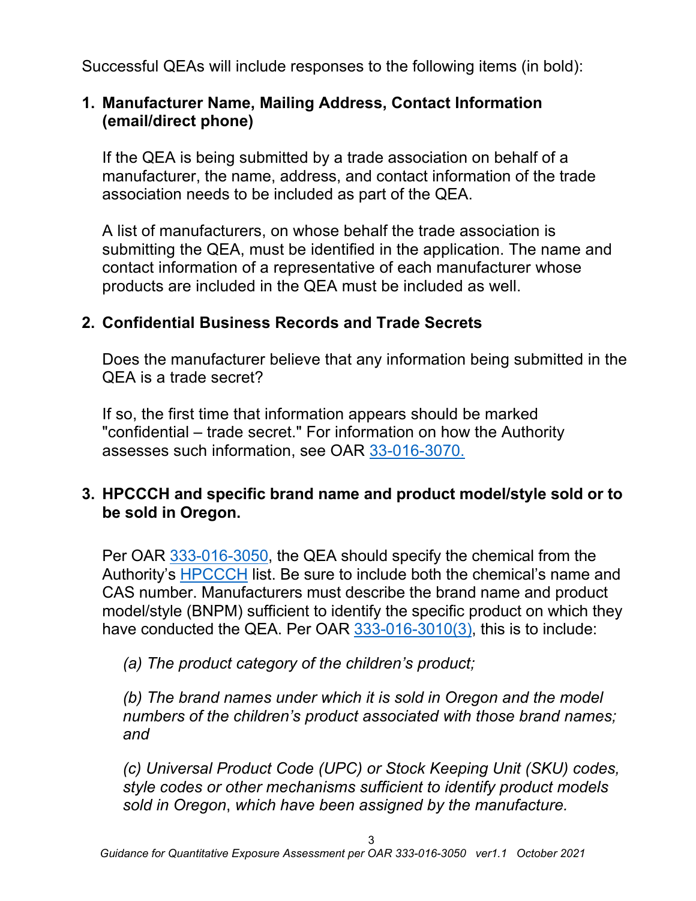Successful QEAs will include responses to the following items (in bold):

1. **Manufacturer Name, Mailing Address, Contact Information (email/direct phone)**

   If the QEA is being submitted by a trade association on behalf of a manufacturer, the name, address, and contact information of the trade association needs to be included as part of the QEA.

   A list of manufacturers, on whose behalf the trade association is submitting the QEA, must be identified in the application. The name and contact information of a representative of each manufacturer whose products are included in the QEA must be included as well.

2. **Confidential Business Records and Trade Secrets**

   Does the manufacturer believe that any information being submitted in the QEA is a trade secret?

   If so, the first time that information appears should be marked "confidential – trade secret." For information on how the Authority assesses such information, see OAR [33-016-3070.]

3. **HPCCCH and specific brand name and product model/style sold or to be sold in Oregon.**

   Per OAR [333-016-3050], the QEA should specify the chemical from the Authority's [HPCCCH] list. Be sure to include both the chemical's name and CAS number. Manufacturers must describe the brand name and product model/style (BNPM) sufficient to identify the specific product on which they have conducted the QEA. Per OAR [333-016-3010(3)], this is to include:

   *(a) The product category of the children's product;*

   *(b) The brand names under which it is sold in Oregon and the model numbers of the children's product associated with those brand names; and*

   *(c) Universal Product Code (UPC) or Stock Keeping Unit (SKU) codes, style codes or other mechanisms sufficient to identify product models sold in Oregon, which have been assigned by the manufacture.*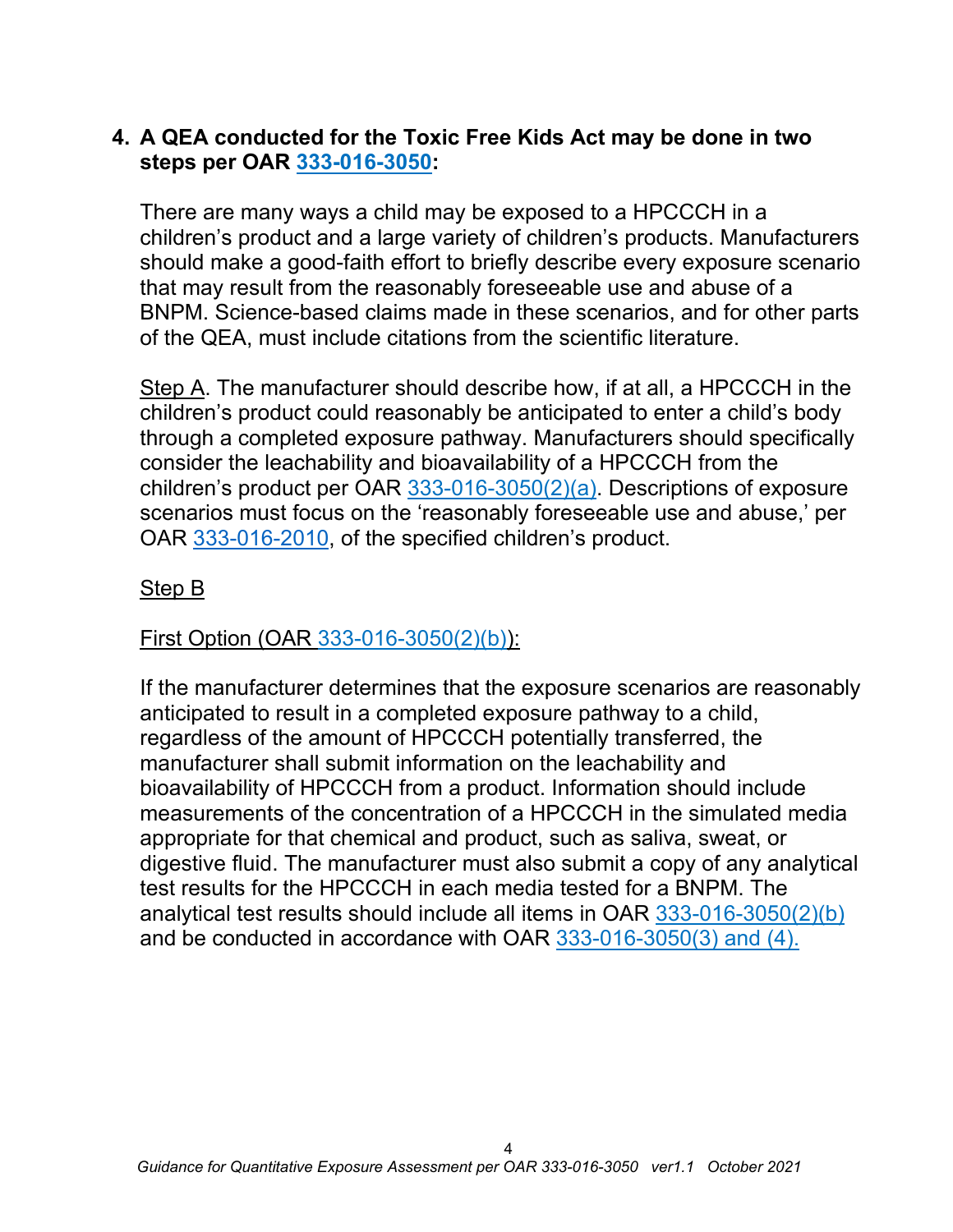**4. A QEA conducted for the Toxic Free Kids Act may be done in two steps per OAR 333-016-3050:**

There are many ways a child may be exposed to a HPCCCH in a children's product and a large variety of children's products. Manufacturers should make a good-faith effort to briefly describe every exposure scenario that may result from the reasonably foreseeable use and abuse of a BNPM. Science-based claims made in these scenarios, and for other parts of the QEA, must include citations from the scientific literature.

Step A. The manufacturer should describe how, if at all, a HPCCCH in the children's product could reasonably be anticipated to enter a child's body through a completed exposure pathway. Manufacturers should specifically consider the leachability and bioavailability of a HPCCCH from the children's product per OAR 333-016-3050(2)(a). Descriptions of exposure scenarios must focus on the 'reasonably foreseeable use and abuse,' per OAR 333-016-2010, of the specified children's product.

Step B

First Option (OAR 333-016-3050(2)(b)):

If the manufacturer determines that the exposure scenarios are reasonably anticipated to result in a completed exposure pathway to a child, regardless of the amount of HPCCCH potentially transferred, the manufacturer shall submit information on the leachability and bioavailability of HPCCCH from a product. Information should include measurements of the concentration of a HPCCCH in the simulated media appropriate for that chemical and product, such as saliva, sweat, or digestive fluid. The manufacturer must also submit a copy of any analytical test results for the HPCCCH in each media tested for a BNPM. The analytical test results should include all items in OAR 333-016-3050(2)(b) and be conducted in accordance with OAR 333-016-3050(3) and (4).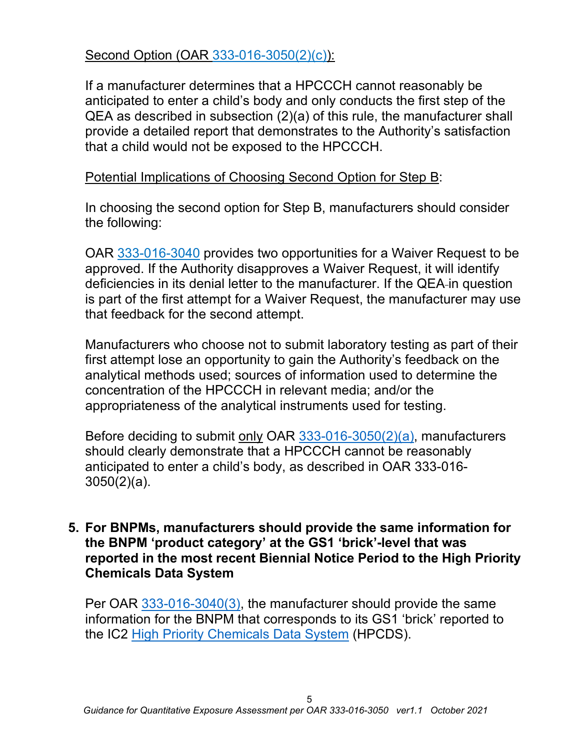Second Option (OAR 333-016-3050(2)(c)):

If a manufacturer determines that a HPCCCH cannot reasonably be anticipated to enter a child's body and only conducts the first step of the QEA as described in subsection (2)(a) of this rule, the manufacturer shall provide a detailed report that demonstrates to the Authority's satisfaction that a child would not be exposed to the HPCCCH.

Potential Implications of Choosing Second Option for Step B:

In choosing the second option for Step B, manufacturers should consider the following:

OAR 333-016-3040 provides two opportunities for a Waiver Request to be approved. If the Authority disapproves a Waiver Request, it will identify deficiencies in its denial letter to the manufacturer. If the QEA in question is part of the first attempt for a Waiver Request, the manufacturer may use that feedback for the second attempt.

Manufacturers who choose not to submit laboratory testing as part of their first attempt lose an opportunity to gain the Authority's feedback on the analytical methods used; sources of information used to determine the concentration of the HPCCCH in relevant media; and/or the appropriateness of the analytical instruments used for testing.

Before deciding to submit only OAR 333-016-3050(2)(a), manufacturers should clearly demonstrate that a HPCCCH cannot be reasonably anticipated to enter a child's body, as described in OAR 333-016-3050(2)(a).

5. **For BNPMs, manufacturers should provide the same information for the BNPM 'product category' at the GS1 'brick'-level that was reported in the most recent Biennial Notice Period to the High Priority Chemicals Data System**

   Per OAR 333-016-3040(3), the manufacturer should provide the same information for the BNPM that corresponds to its GS1 'brick' reported to the IC2 High Priority Chemicals Data System (HPCDS).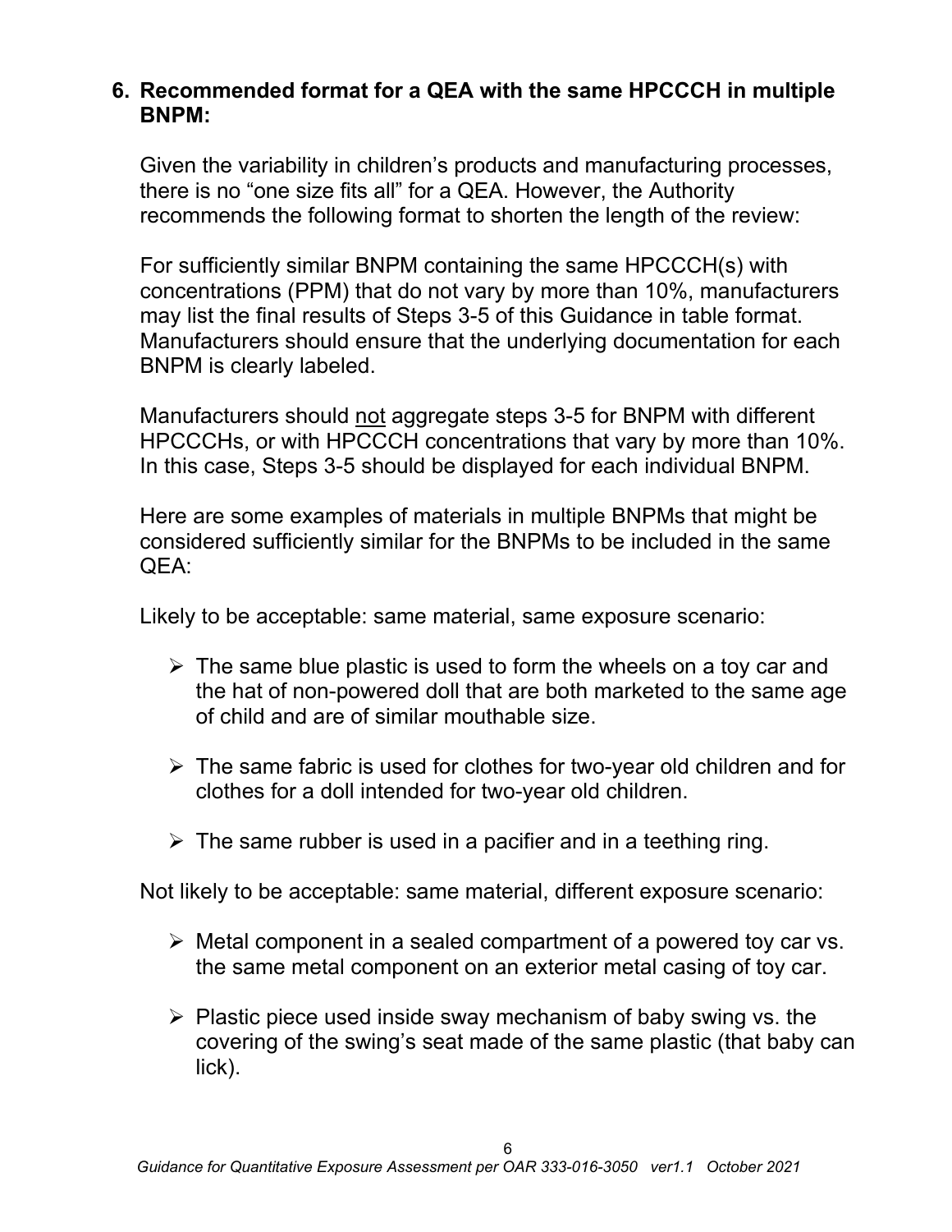## 6. Recommended format for a QEA with the same HPCCCH in multiple BNPM:

Given the variability in children's products and manufacturing processes, there is no "one size fits all" for a QEA. However, the Authority recommends the following format to shorten the length of the review:

For sufficiently similar BNPM containing the same HPCCCH(s) with concentrations (PPM) that do not vary by more than 10%, manufacturers may list the final results of Steps 3-5 of this Guidance in table format. Manufacturers should ensure that the underlying documentation for each BNPM is clearly labeled.

Manufacturers should <u>not</u> aggregate steps 3-5 for BNPM with different HPCCCHs, or with HPCCCH concentrations that vary by more than 10%. In this case, Steps 3-5 should be displayed for each individual BNPM.

Here are some examples of materials in multiple BNPMs that might be considered sufficiently similar for the BNPMs to be included in the same QEA:

Likely to be acceptable: same material, same exposure scenario:

- The same blue plastic is used to form the wheels on a toy car and the hat of non-powered doll that are both marketed to the same age of child and are of similar mouthable size.
- The same fabric is used for clothes for two-year old children and for clothes for a doll intended for two-year old children.
- The same rubber is used in a pacifier and in a teething ring.

Not likely to be acceptable: same material, different exposure scenario:

- Metal component in a sealed compartment of a powered toy car vs. the same metal component on an exterior metal casing of toy car.
- Plastic piece used inside sway mechanism of baby swing vs. the covering of the swing's seat made of the same plastic (that baby can lick).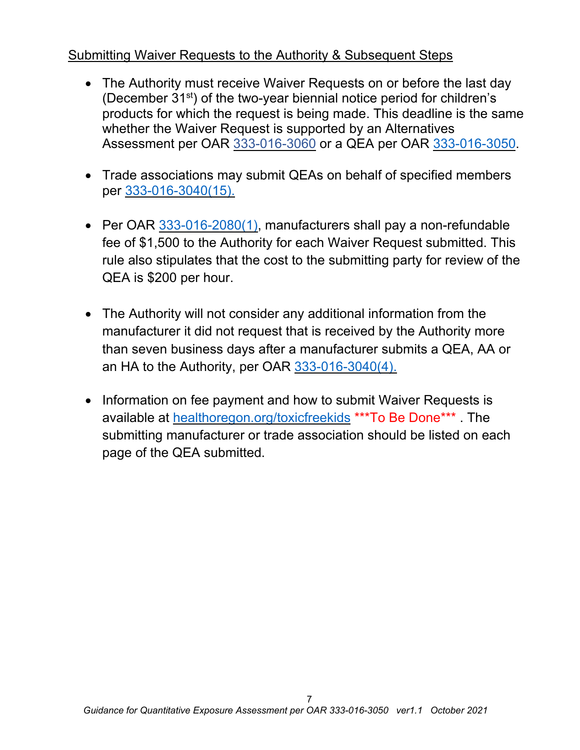Submitting Waiver Requests to the Authority & Subsequent Steps

- The Authority must receive Waiver Requests on or before the last day (December 31st) of the two-year biennial notice period for children's products for which the request is being made. This deadline is the same whether the Waiver Request is supported by an Alternatives Assessment per OAR 333-016-3060 or a QEA per OAR 333-016-3050.

- Trade associations may submit QEAs on behalf of specified members per 333-016-3040(15).

- Per OAR 333-016-2080(1), manufacturers shall pay a non-refundable fee of $1,500 to the Authority for each Waiver Request submitted. This rule also stipulates that the cost to the submitting party for review of the QEA is $200 per hour.

- The Authority will not consider any additional information from the manufacturer it did not request that is received by the Authority more than seven business days after a manufacturer submits a QEA, AA or an HA to the Authority, per OAR 333-016-3040(4).

- Information on fee payment and how to submit Waiver Requests is available at healthoregon.org/toxicfreekids ***To Be Done*** . The submitting manufacturer or trade association should be listed on each page of the QEA submitted.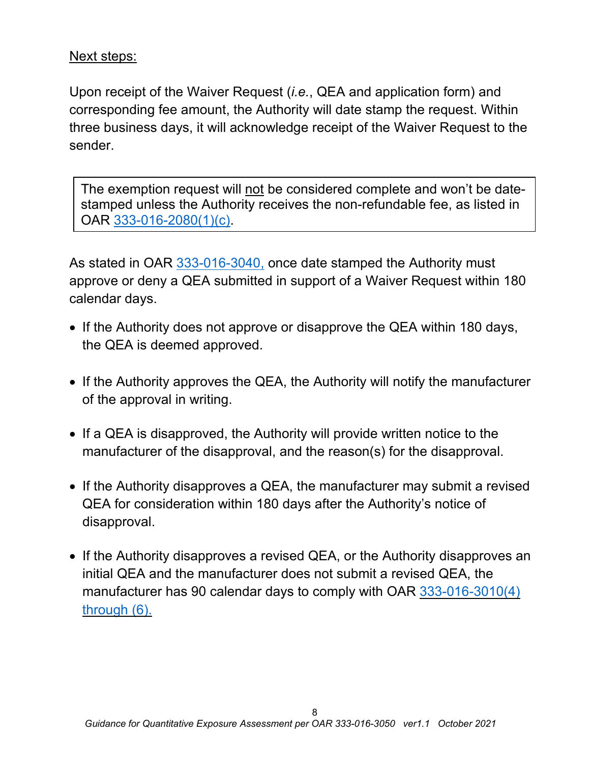Next steps:

Upon receipt of the Waiver Request (*i.e.*, QEA and application form) and corresponding fee amount, the Authority will date stamp the request. Within three business days, it will acknowledge receipt of the Waiver Request to the sender.

> The exemption request will not be considered complete and won't be date-stamped unless the Authority receives the non-refundable fee, as listed in OAR 333-016-2080(1)(c).

As stated in OAR 333-016-3040, once date stamped the Authority must approve or deny a QEA submitted in support of a Waiver Request within 180 calendar days.

- If the Authority does not approve or disapprove the QEA within 180 days, the QEA is deemed approved.
- If the Authority approves the QEA, the Authority will notify the manufacturer of the approval in writing.
- If a QEA is disapproved, the Authority will provide written notice to the manufacturer of the disapproval, and the reason(s) for the disapproval.
- If the Authority disapproves a QEA, the manufacturer may submit a revised QEA for consideration within 180 days after the Authority's notice of disapproval.
- If the Authority disapproves a revised QEA, or the Authority disapproves an initial QEA and the manufacturer does not submit a revised QEA, the manufacturer has 90 calendar days to comply with OAR 333-016-3010(4) through (6).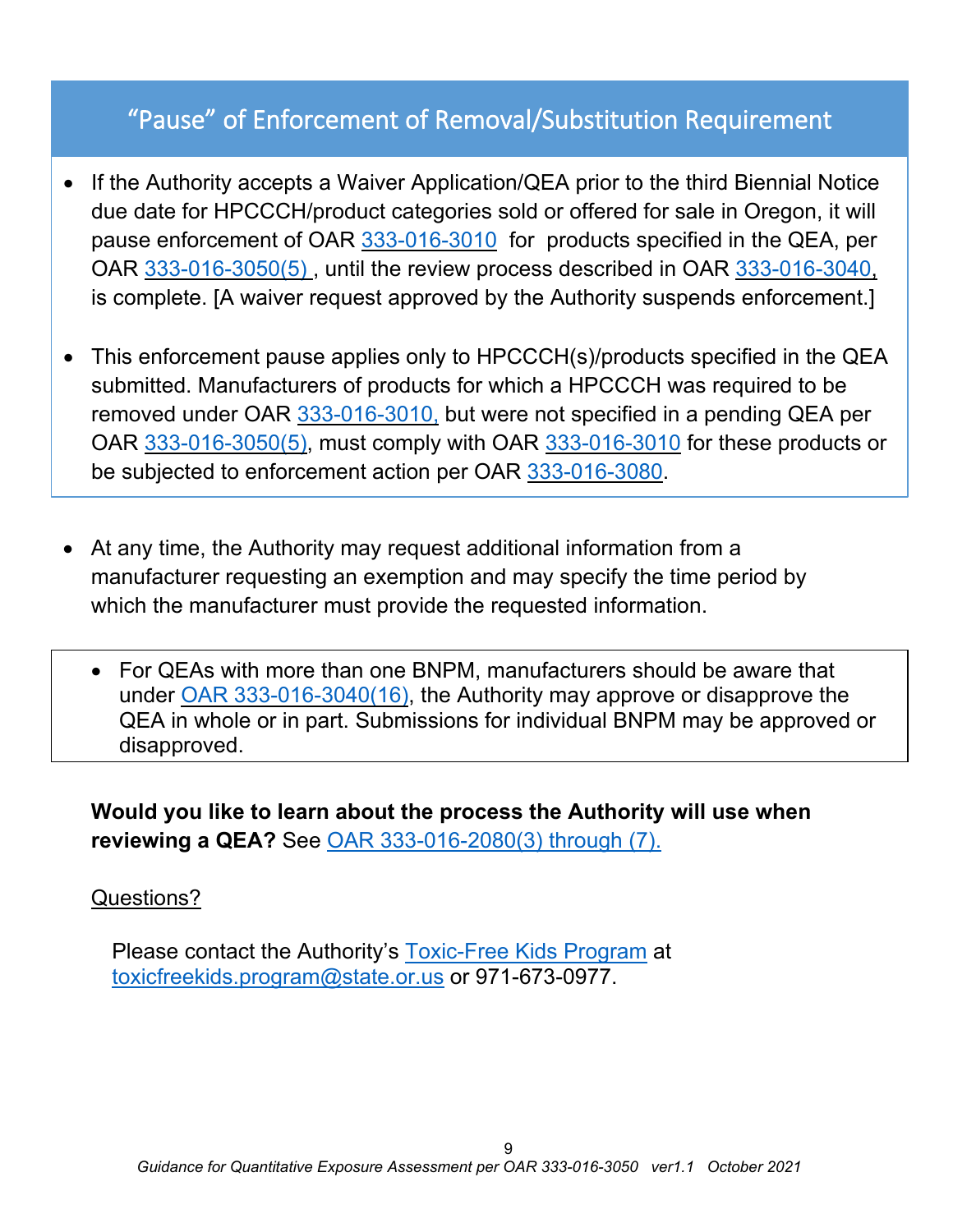## "Pause" of Enforcement of Removal/Substitution Requirement

- If the Authority accepts a Waiver Application/QEA prior to the third Biennial Notice due date for HPCCCH/product categories sold or offered for sale in Oregon, it will pause enforcement of OAR 333-016-3010 for products specified in the QEA, per OAR 333-016-3050(5), until the review process described in OAR 333-016-3040, is complete. [A waiver request approved by the Authority suspends enforcement.]

- This enforcement pause applies only to HPCCCH(s)/products specified in the QEA submitted. Manufacturers of products for which a HPCCCH was required to be removed under OAR 333-016-3010, but were not specified in a pending QEA per OAR 333-016-3050(5), must comply with OAR 333-016-3010 for these products or be subjected to enforcement action per OAR 333-016-3080.

- At any time, the Authority may request additional information from a manufacturer requesting an exemption and may specify the time period by which the manufacturer must provide the requested information.

- For QEAs with more than one BNPM, manufacturers should be aware that under OAR 333-016-3040(16), the Authority may approve or disapprove the QEA in whole or in part. Submissions for individual BNPM may be approved or disapproved.

**Would you like to learn about the process the Authority will use when reviewing a QEA?** See OAR 333-016-2080(3) through (7).

Questions?

Please contact the Authority's Toxic-Free Kids Program at toxicfreekids.program@state.or.us or 971-673-0977.